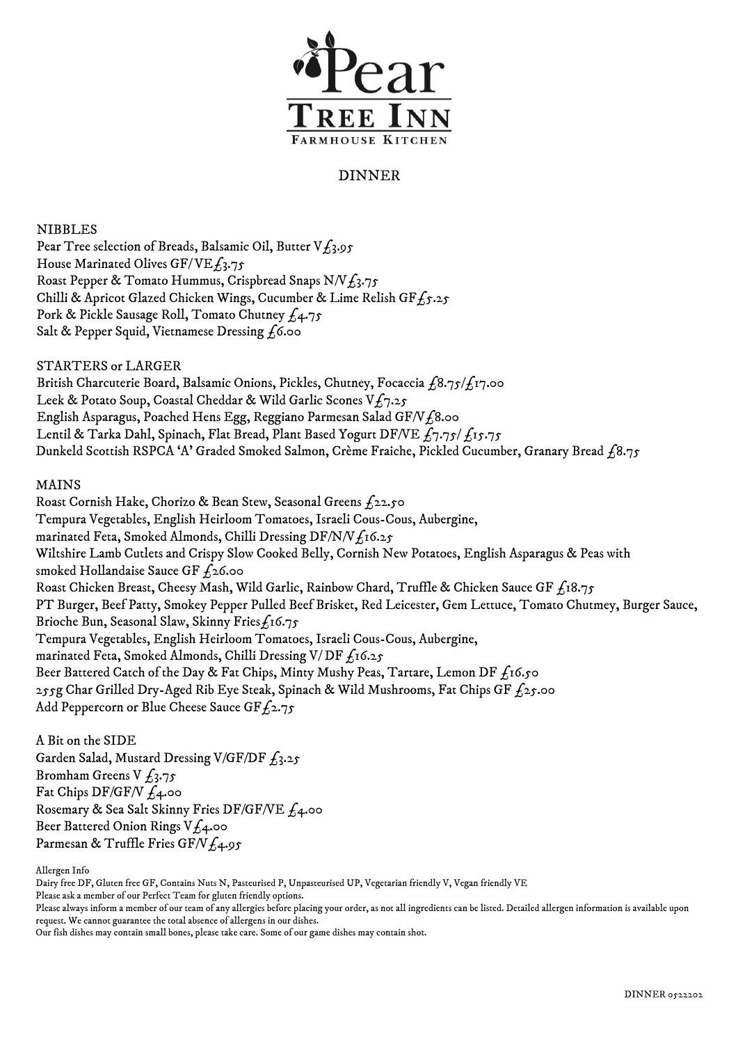# Pear Tree Inn

Farmhouse Kitchen

## DINNER

### NIBBLES

Pear Tree selection of Breads, Balsamic Oil, Butter V £3.95
House Marinated Olives GF/VE £3.75
Roast Pepper & Tomato Hummus, Crispbread Snaps N/V £3.75
Chilli & Apricot Glazed Chicken Wings, Cucumber & Lime Relish GF £5.25
Pork & Pickle Sausage Roll, Tomato Chutney £4.75
Salt & Pepper Squid, Vietnamese Dressing £6.00

### STARTERS or LARGER

British Charcuterie Board, Balsamic Onions, Pickles, Chutney, Focaccia £8.75/£17.00
Leek & Potato Soup, Coastal Cheddar & Wild Garlic Scones V £7.25
English Asparagus, Poached Hens Egg, Reggiano Parmesan Salad GF/V £8.00
Lentil & Tarka Dahl, Spinach, Flat Bread, Plant Based Yogurt DF/VE £7.75/ £15.75
Dunkeld Scottish RSPCA 'A' Graded Smoked Salmon, Crème Fraiche, Pickled Cucumber, Granary Bread £8.75

### MAINS

Roast Cornish Hake, Chorizo & Bean Stew, Seasonal Greens £22.50
Tempura Vegetables, English Heirloom Tomatoes, Israeli Cous-Cous, Aubergine, marinated Feta, Smoked Almonds, Chilli Dressing DF/N/V £16.25
Wiltshire Lamb Cutlets and Crispy Slow Cooked Belly, Cornish New Potatoes, English Asparagus & Peas with smoked Hollandaise Sauce GF £26.00
Roast Chicken Breast, Cheesy Mash, Wild Garlic, Rainbow Chard, Truffle & Chicken Sauce GF £18.75
PT Burger, Beef Patty, Smokey Pepper Pulled Beef Brisket, Red Leicester, Gem Lettuce, Tomato Chutmey, Burger Sauce, Brioche Bun, Seasonal Slaw, Skinny Fries £16.75
Tempura Vegetables, English Heirloom Tomatoes, Israeli Cous-Cous, Aubergine, marinated Feta, Smoked Almonds, Chilli Dressing V/ DF £16.25
Beer Battered Catch of the Day & Fat Chips, Minty Mushy Peas, Tartare, Lemon DF £16.50
255g Char Grilled Dry-Aged Rib Eye Steak, Spinach & Wild Mushrooms, Fat Chips GF £25.00
Add Peppercorn or Blue Cheese Sauce GF £2.75

### A Bit on the SIDE

Garden Salad, Mustard Dressing V/GF/DF £3.25
Bromham Greens V £3.75
Fat Chips DF/GF/V £4.00
Rosemary & Sea Salt Skinny Fries DF/GF/VE £4.00
Beer Battered Onion Rings V £4.00
Parmesan & Truffle Fries GF/V £4.95

Allergen Info
Dairy free DF, Gluten free GF, Contains Nuts N, Pasteurised P, Unpasteurised UP, Vegetarian friendly V, Vegan friendly VE
Please ask a member of our Perfect Team for gluten friendly options.
Please always inform a member of our team of any allergies before placing your order, as not all ingredients can be listed. Detailed allergen information is available upon request. We cannot guarantee the total absence of allergens in our dishes.
Our fish dishes may contain small bones, please take care. Some of our game dishes may contain shot.

DINNER 05222202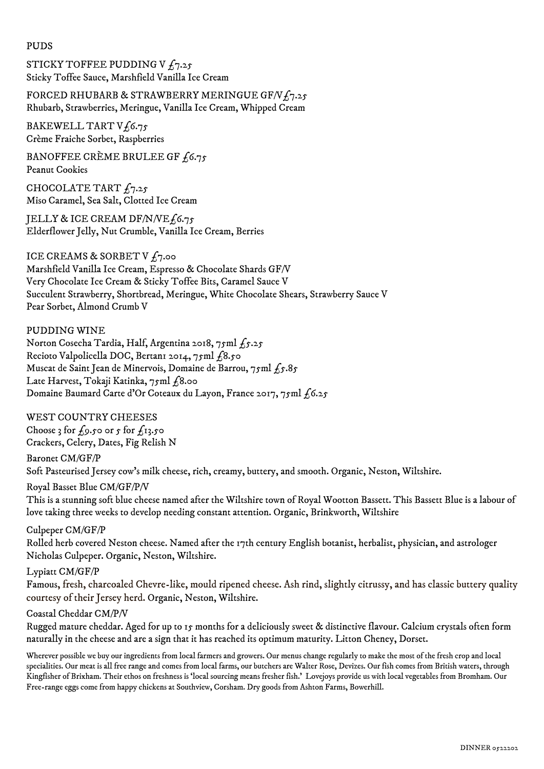## PUDS

**STICKY TOFFEE PUDDING V £7.25**
Sticky Toffee Sauce, Marshfield Vanilla Ice Cream

**FORCED RHUBARB & STRAWBERRY MERINGUE GF/V £7.25**
Rhubarb, Strawberries, Meringue, Vanilla Ice Cream, Whipped Cream

**BAKEWELL TART V £6.75**
Crème Fraiche Sorbet, Raspberries

**BANOFFEE CRÈME BRULEE GF £6.75**
Peanut Cookies

**CHOCOLATE TART £7.25**
Miso Caramel, Sea Salt, Clotted Ice Cream

**JELLY & ICE CREAM DF/N/VE £6.75**
Elderflower Jelly, Nut Crumble, Vanilla Ice Cream, Berries

**ICE CREAMS & SORBET V £7.00**
Marshfield Vanilla Ice Cream, Espresso & Chocolate Shards GF/V
Very Chocolate Ice Cream & Sticky Toffee Bits, Caramel Sauce V
Succulent Strawberry, Shortbread, Meringue, White Chocolate Shears, Strawberry Sauce V
Pear Sorbet, Almond Crumb V

## PUDDING WINE

Norton Cosecha Tardia, Half, Argentina 2018, 75ml £5.25
Recioto Valpolicella DOC, Bertani 2014, 75ml £8.50
Muscat de Saint Jean de Minervois, Domaine de Barrou, 75ml £5.85
Late Harvest, Tokaji Katinka, 75ml £8.00
Domaine Baumard Carte d'Or Coteaux du Layon, France 2017, 75ml £6.25

## WEST COUNTRY CHEESES

Choose 3 for £9.50 or 5 for £13.50
Crackers, Celery, Dates, Fig Relish N

**Baronet CM/GF/P**
Soft Pasteurised Jersey cow's milk cheese, rich, creamy, buttery, and smooth. Organic, Neston, Wiltshire.

**Royal Basset Blue CM/GF/P/V**
This is a stunning soft blue cheese named after the Wiltshire town of Royal Wootton Bassett. This Bassett Blue is a labour of love taking three weeks to develop needing constant attention. Organic, Brinkworth, Wiltshire

**Culpeper CM/GF/P**
Rolled herb covered Neston cheese. Named after the 17th century English botanist, herbalist, physician, and astrologer Nicholas Culpeper. Organic, Neston, Wiltshire.

**Lypiatt CM/GF/P**
Famous, fresh, charcoaled Chevre-like, mould ripened cheese. Ash rind, slightly citrussy, and has classic buttery quality courtesy of their Jersey herd. Organic, Neston, Wiltshire.

**Coastal Cheddar CM/P/V**
Rugged mature cheddar. Aged for up to 15 months for a deliciously sweet & distinctive flavour. Calcium crystals often form naturally in the cheese and are a sign that it has reached its optimum maturity. Litton Cheney, Dorset.

Wherever possible we buy our ingredients from local farmers and growers. Our menus change regularly to make the most of the fresh crop and local specialities. Our meat is all free range and comes from local farms, our butchers are Walter Rose, Devizes. Our fish comes from British waters, through Kingfisher of Brixham. Their ethos on freshness is 'local sourcing means fresher fish.' Lovejoys provide us with local vegetables from Bromham. Our Free-range eggs come from happy chickens at Southview, Corsham. Dry goods from Ashton Farms, Bowerhill.

DINNER 0522202